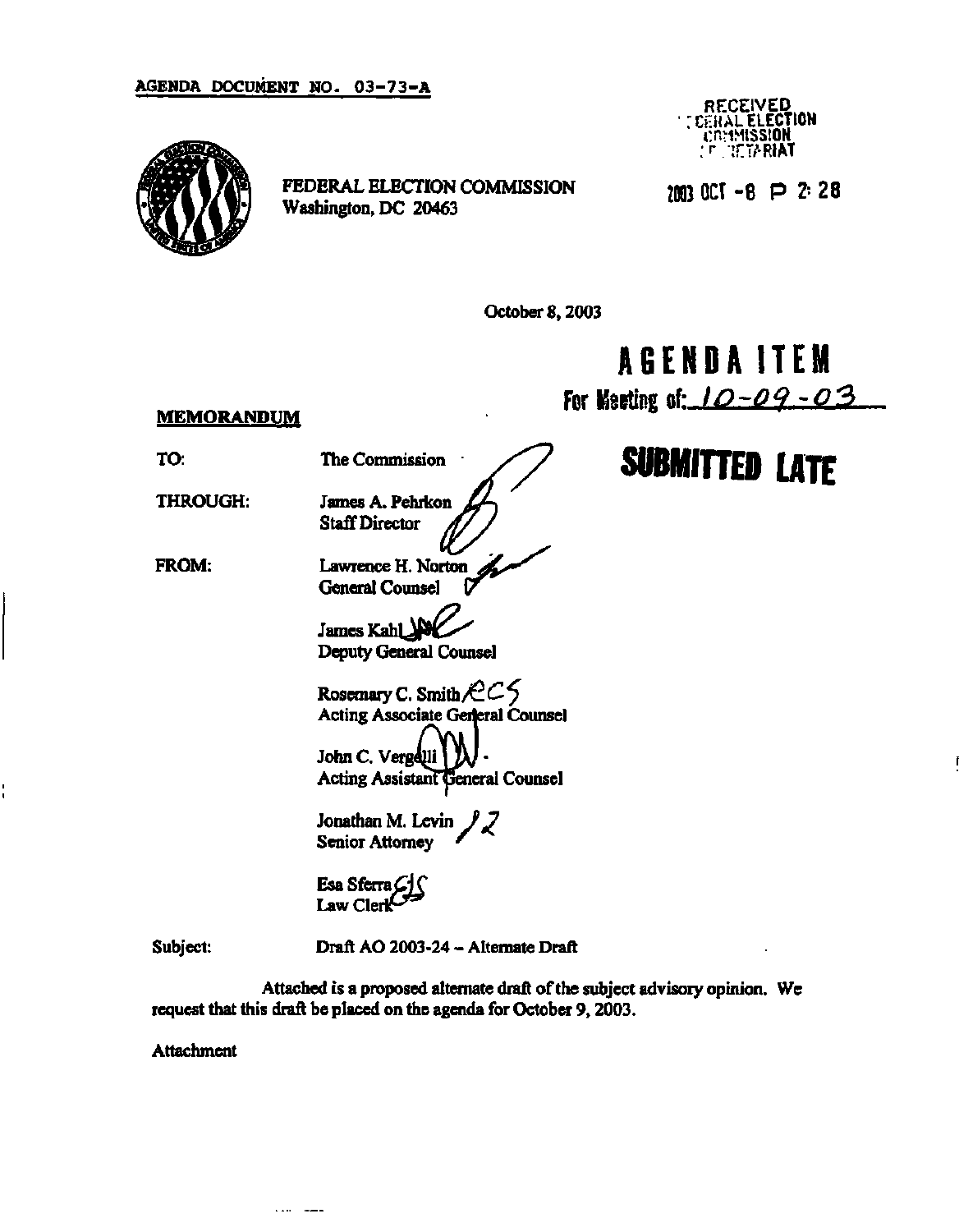AGENDA DOCUMENT NO. 03-73-A

RECEIVED
FEDERAL ELECTION
COMMISSION
SECRETARIAT

FEDERAL ELECTION COMMISSION
Washington, DC 20463

2003 OCT -8 P 2:28

October 8, 2003

**AGENDA ITEM**
For Meeting of: 10-09-03

**SUBMITTED LATE**

**MEMORANDUM**

TO: The Commission

THROUGH: James A. Pehrkon
Staff Director

FROM: Lawrence H. Norton
General Counsel

James Kahl
Deputy General Counsel

Rosemary C. Smith
Acting Associate General Counsel

John C. Vergelli
Acting Assistant General Counsel

Jonathan M. Levin
Senior Attorney

Esa Sferra
Law Clerk

Subject: Draft AO 2003-24 – Alternate Draft

Attached is a proposed alternate draft of the subject advisory opinion. We request that this draft be placed on the agenda for October 9, 2003.

Attachment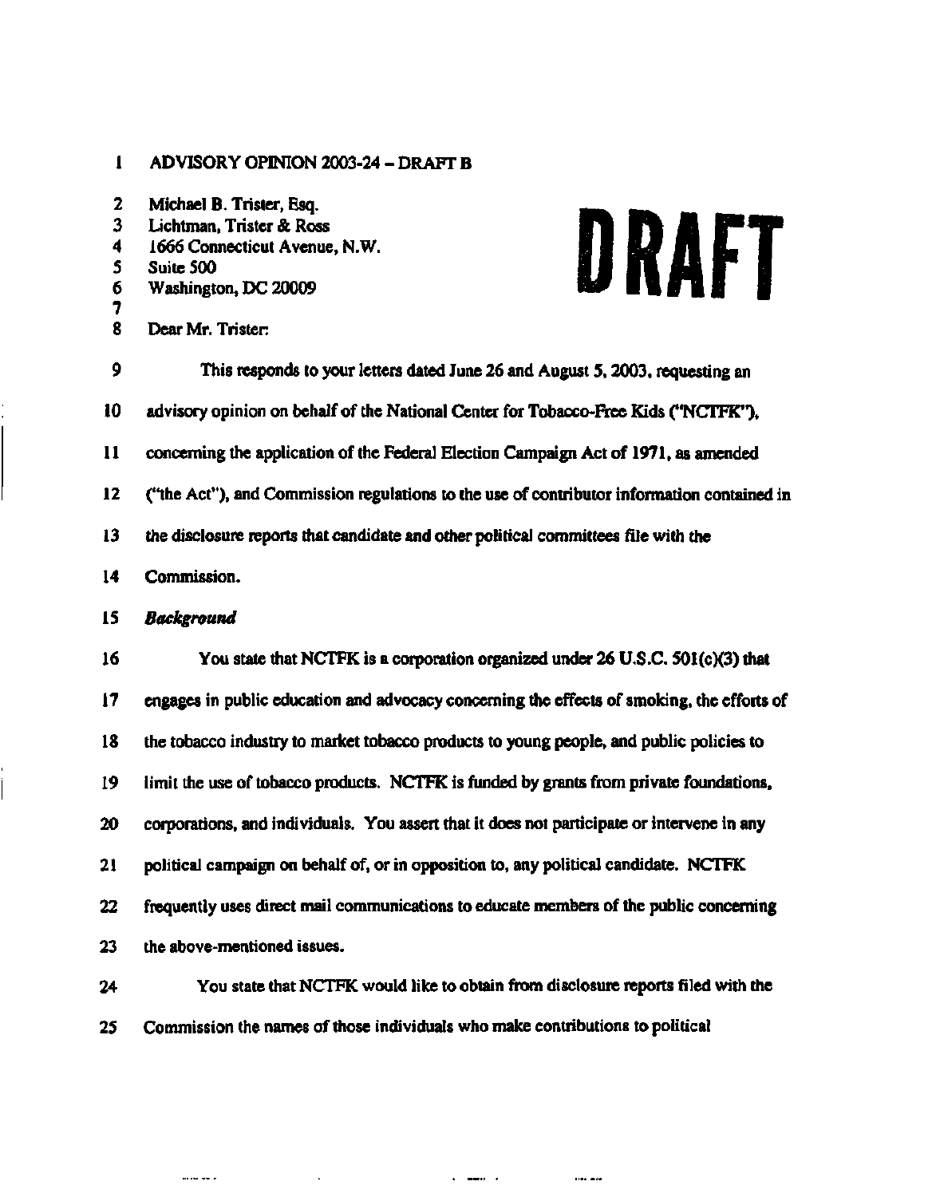ADVISORY OPINION 2003-24 – DRAFT B

Michael B. Trister, Esq.
Lichtman, Trister & Ross
1666 Connecticut Avenue, N.W.
Suite 500
Washington, DC 20009

**DRAFT**

Dear Mr. Trister:

This responds to your letters dated June 26 and August 5, 2003, requesting an advisory opinion on behalf of the National Center for Tobacco-Free Kids ("NCTFK"), concerning the application of the Federal Election Campaign Act of 1971, as amended ("the Act"), and Commission regulations to the use of contributor information contained in the disclosure reports that candidate and other political committees file with the Commission.

***Background***

You state that NCTFK is a corporation organized under 26 U.S.C. 501(c)(3) that engages in public education and advocacy concerning the effects of smoking, the efforts of the tobacco industry to market tobacco products to young people, and public policies to limit the use of tobacco products. NCTFK is funded by grants from private foundations, corporations, and individuals. You assert that it does not participate or intervene in any political campaign on behalf of, or in opposition to, any political candidate. NCTFK frequently uses direct mail communications to educate members of the public concerning the above-mentioned issues.

You state that NCTFK would like to obtain from disclosure reports filed with the Commission the names of those individuals who make contributions to political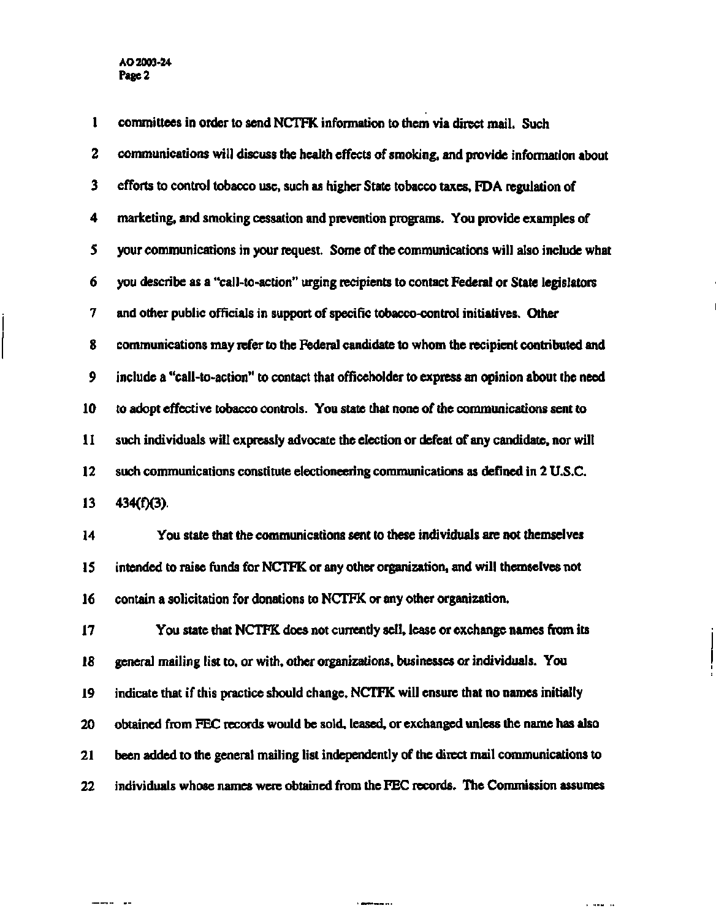committees in order to send NCTFK information to them via direct mail. Such communications will discuss the health effects of smoking, and provide information about efforts to control tobacco use, such as higher State tobacco taxes, FDA regulation of marketing, and smoking cessation and prevention programs. You provide examples of your communications in your request. Some of the communications will also include what you describe as a "call-to-action" urging recipients to contact Federal or State legislators and other public officials in support of specific tobacco-control initiatives. Other communications may refer to the Federal candidate to whom the recipient contributed and include a "call-to-action" to contact that officeholder to express an opinion about the need to adopt effective tobacco controls. You state that none of the communications sent to such individuals will expressly advocate the election or defeat of any candidate, nor will such communications constitute electioneering communications as defined in 2 U.S.C. 434(f)(3).

You state that the communications sent to these individuals are not themselves intended to raise funds for NCTFK or any other organization, and will themselves not contain a solicitation for donations to NCTFK or any other organization.

You state that NCTFK does not currently sell, lease or exchange names from its general mailing list to, or with, other organizations, businesses or individuals. You indicate that if this practice should change, NCTFK will ensure that no names initially obtained from FEC records would be sold, leased, or exchanged unless the name has also been added to the general mailing list independently of the direct mail communications to individuals whose names were obtained from the FEC records. The Commission assumes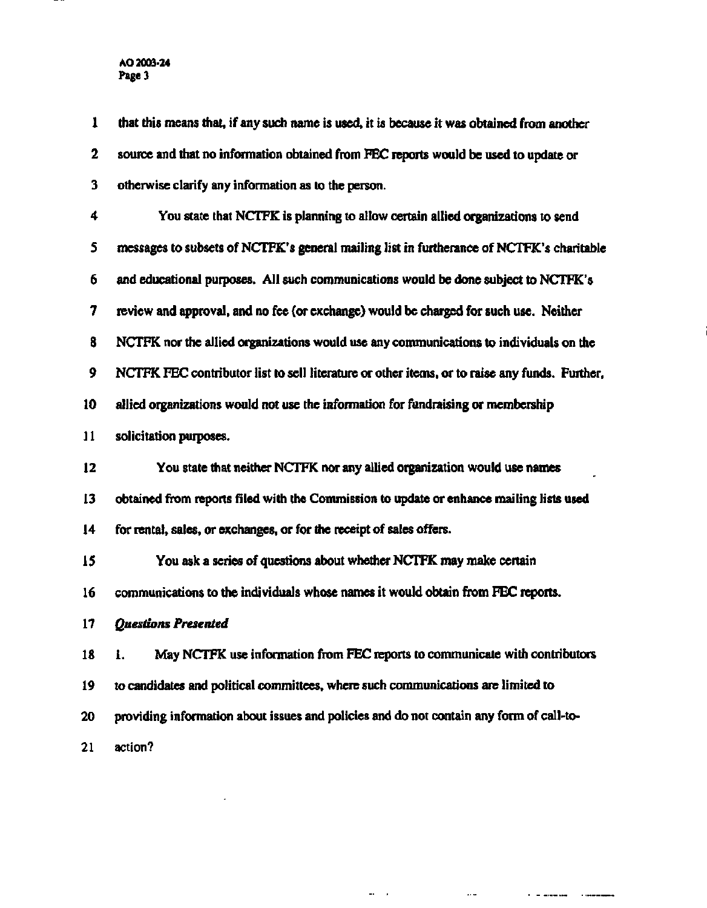that this means that, if any such name is used, it is because it was obtained from another source and that no information obtained from FEC reports would be used to update or otherwise clarify any information as to the person.

You state that NCTFK is planning to allow certain allied organizations to send messages to subsets of NCTFK's general mailing list in furtherance of NCTFK's charitable and educational purposes. All such communications would be done subject to NCTFK's review and approval, and no fee (or exchange) would be charged for such use. Neither NCTFK nor the allied organizations would use any communications to individuals on the NCTFK FEC contributor list to sell literature or other items, or to raise any funds. Further, allied organizations would not use the information for fundraising or membership solicitation purposes.

You state that neither NCTFK nor any allied organization would use names obtained from reports filed with the Commission to update or enhance mailing lists used for rental, sales, or exchanges, or for the receipt of sales offers.

You ask a series of questions about whether NCTFK may make certain communications to the individuals whose names it would obtain from FEC reports.

*Questions Presented*

1. May NCTFK use information from FEC reports to communicate with contributors to candidates and political committees, where such communications are limited to providing information about issues and policies and do not contain any form of call-to-action?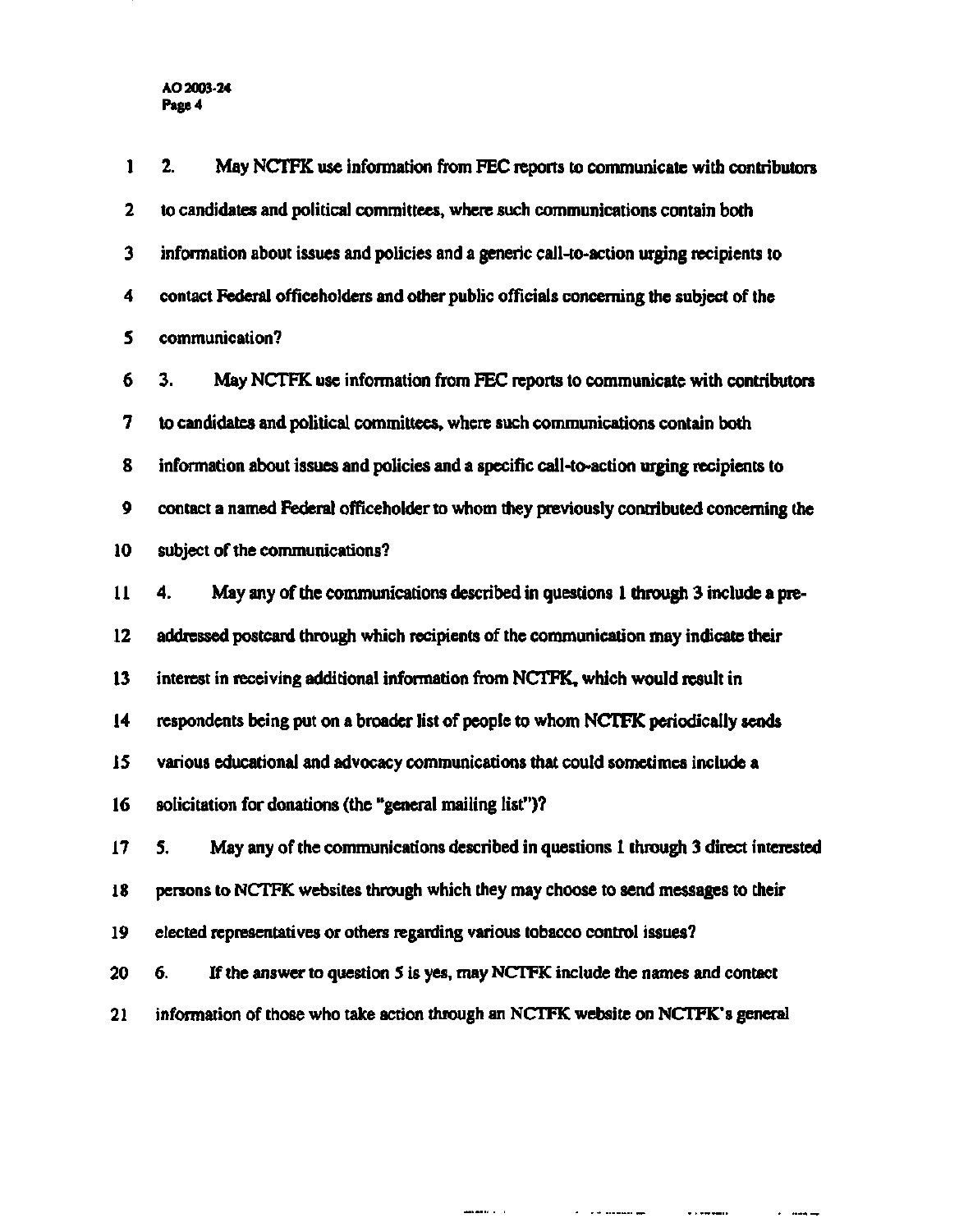2. May NCTFK use information from FEC reports to communicate with contributors to candidates and political committees, where such communications contain both information about issues and policies and a generic call-to-action urging recipients to contact Federal officeholders and other public officials concerning the subject of the communication?

3. May NCTFK use information from FEC reports to communicate with contributors to candidates and political committees, where such communications contain both information about issues and policies and a specific call-to-action urging recipients to contact a named Federal officeholder to whom they previously contributed concerning the subject of the communications?

4. May any of the communications described in questions 1 through 3 include a pre-addressed postcard through which recipients of the communication may indicate their interest in receiving additional information from NCTFK, which would result in respondents being put on a broader list of people to whom NCTFK periodically sends various educational and advocacy communications that could sometimes include a solicitation for donations (the "general mailing list")?

5. May any of the communications described in questions 1 through 3 direct interested persons to NCTFK websites through which they may choose to send messages to their elected representatives or others regarding various tobacco control issues?

6. If the answer to question 5 is yes, may NCTFK include the names and contact information of those who take action through an NCTFK website on NCTFK's general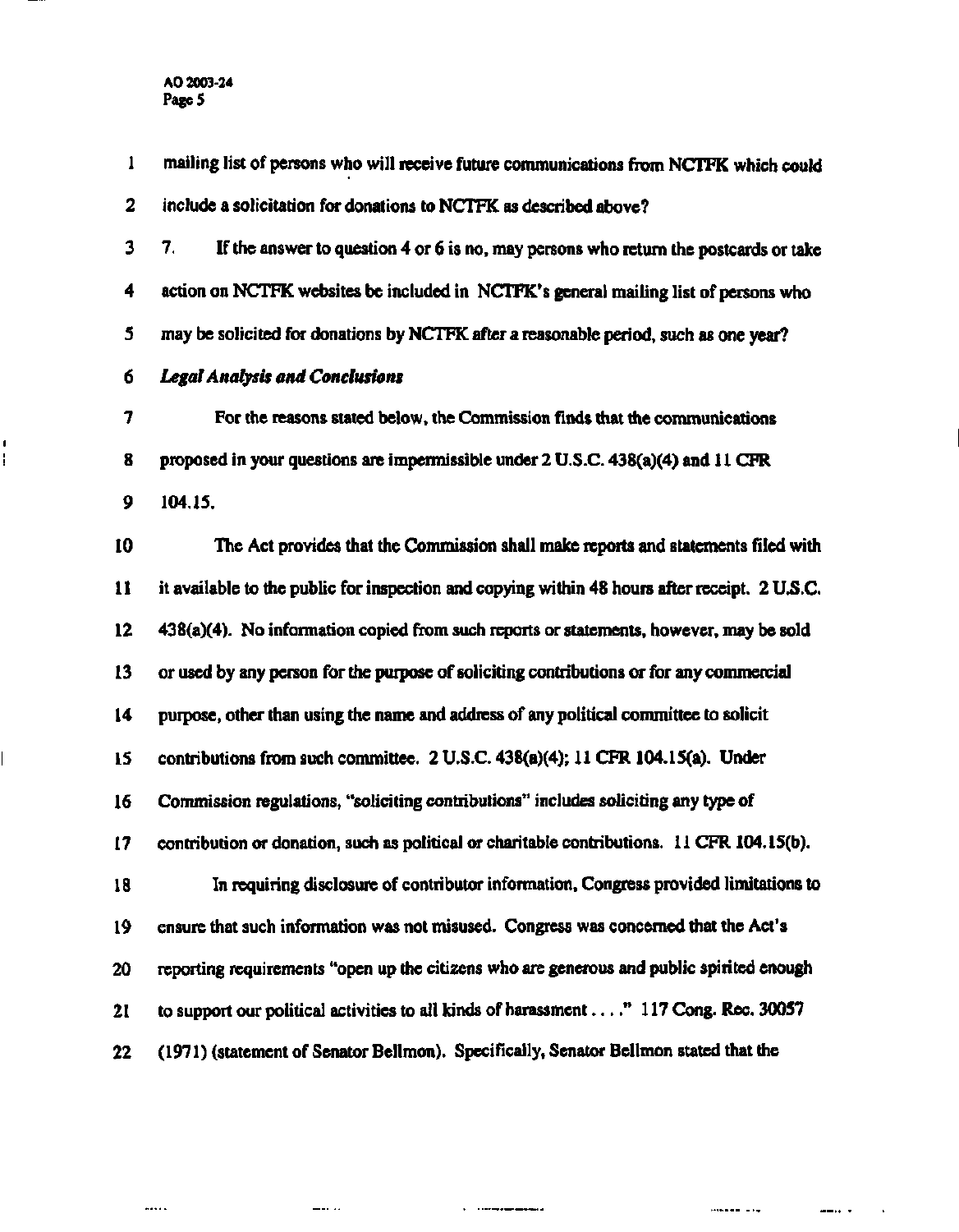mailing list of persons who will receive future communications from NCTFK which could include a solicitation for donations to NCTFK as described above?

7. If the answer to question 4 or 6 is no, may persons who return the postcards or take action on NCTFK websites be included in NCTFK's general mailing list of persons who may be solicited for donations by NCTFK after a reasonable period, such as one year?

*Legal Analysis and Conclusions*

For the reasons stated below, the Commission finds that the communications proposed in your questions are impermissible under 2 U.S.C. 438(a)(4) and 11 CFR 104.15.

The Act provides that the Commission shall make reports and statements filed with it available to the public for inspection and copying within 48 hours after receipt. 2 U.S.C. 438(a)(4). No information copied from such reports or statements, however, may be sold or used by any person for the purpose of soliciting contributions or for any commercial purpose, other than using the name and address of any political committee to solicit contributions from such committee. 2 U.S.C. 438(a)(4); 11 CFR 104.15(a). Under Commission regulations, "soliciting contributions" includes soliciting any type of contribution or donation, such as political or charitable contributions. 11 CFR 104.15(b).

In requiring disclosure of contributor information, Congress provided limitations to ensure that such information was not misused. Congress was concerned that the Act's reporting requirements "open up the citizens who are generous and public spirited enough to support our political activities to all kinds of harassment . . . ." 117 Cong. Rec. 30057 (1971) (statement of Senator Bellmon). Specifically, Senator Bellmon stated that the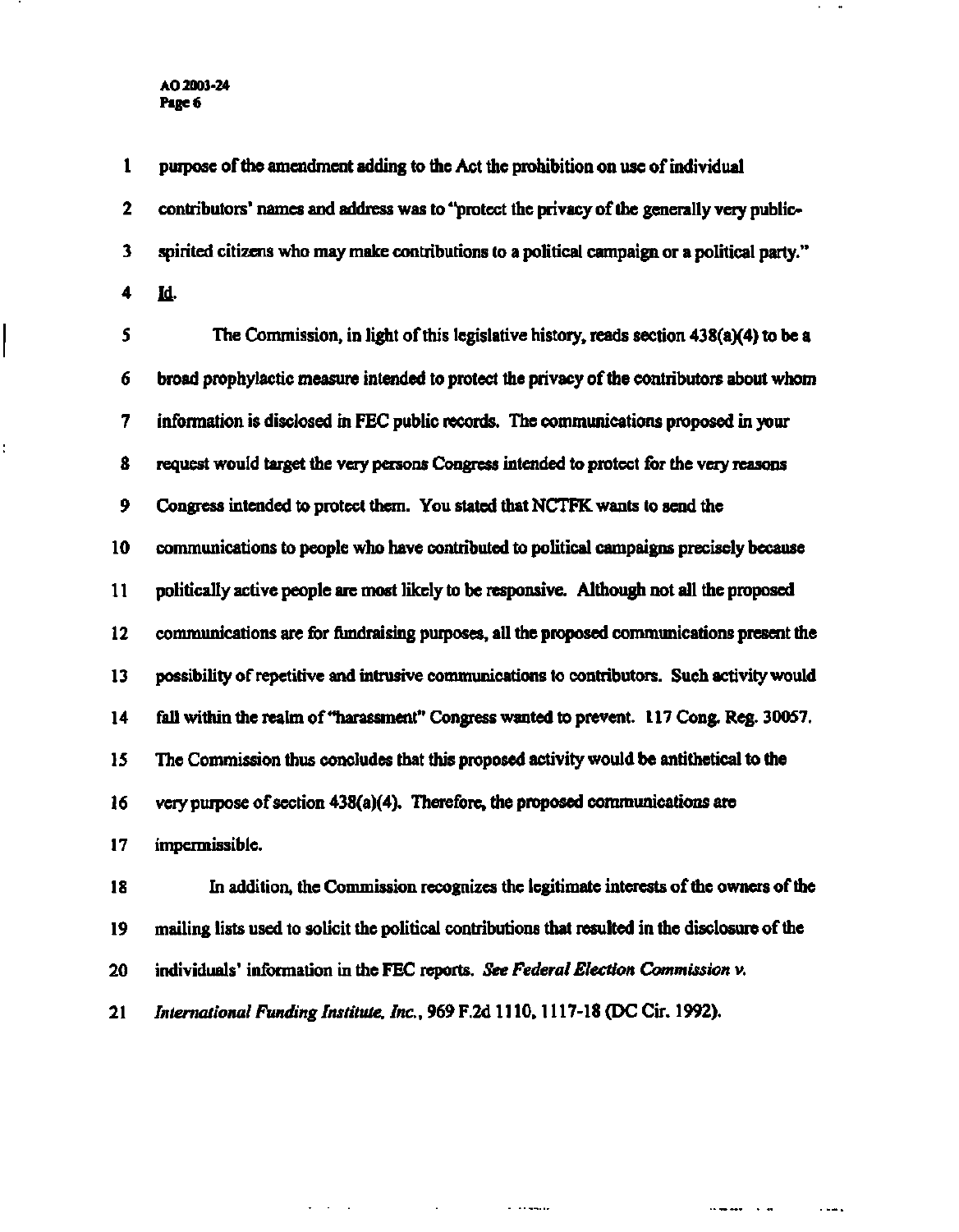purpose of the amendment adding to the Act the prohibition on use of individual contributors' names and address was to "protect the privacy of the generally very public-spirited citizens who may make contributions to a political campaign or a political party." Id.

The Commission, in light of this legislative history, reads section 438(a)(4) to be a broad prophylactic measure intended to protect the privacy of the contributors about whom information is disclosed in FEC public records. The communications proposed in your request would target the very persons Congress intended to protect for the very reasons Congress intended to protect them. You stated that NCTFK wants to send the communications to people who have contributed to political campaigns precisely because politically active people are most likely to be responsive. Although not all the proposed communications are for fundraising purposes, all the proposed communications present the possibility of repetitive and intrusive communications to contributors. Such activity would fall within the realm of "harassment" Congress wanted to prevent. 117 Cong. Reg. 30057. The Commission thus concludes that this proposed activity would be antithetical to the very purpose of section 438(a)(4). Therefore, the proposed communications are impermissible.

In addition, the Commission recognizes the legitimate interests of the owners of the mailing lists used to solicit the political contributions that resulted in the disclosure of the individuals' information in the FEC reports. *See Federal Election Commission v. International Funding Institute, Inc.*, 969 F.2d 1110, 1117-18 (DC Cir. 1992).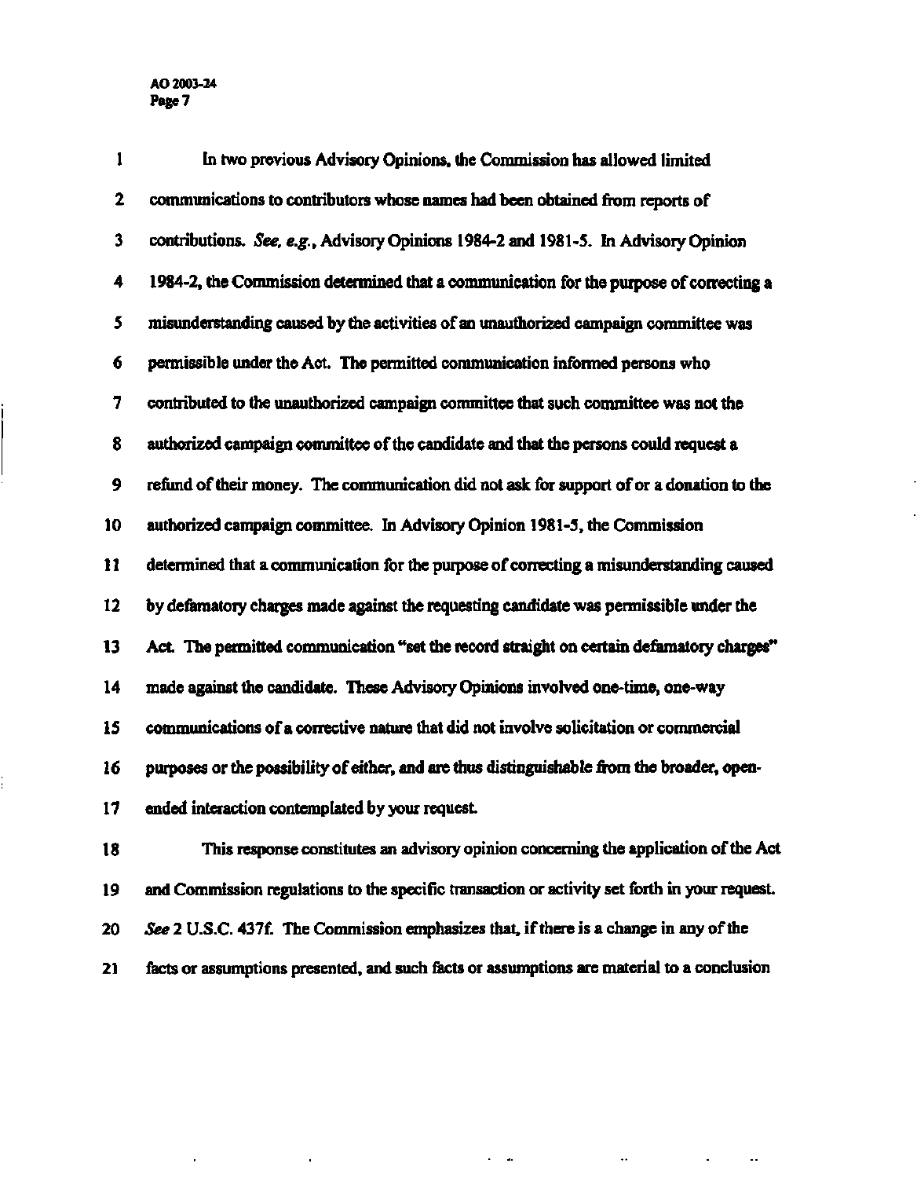In two previous Advisory Opinions, the Commission has allowed limited communications to contributors whose names had been obtained from reports of contributions. *See, e.g.*, Advisory Opinions 1984-2 and 1981-5. In Advisory Opinion 1984-2, the Commission determined that a communication for the purpose of correcting a misunderstanding caused by the activities of an unauthorized campaign committee was permissible under the Act. The permitted communication informed persons who contributed to the unauthorized campaign committee that such committee was not the authorized campaign committee of the candidate and that the persons could request a refund of their money. The communication did not ask for support of or a donation to the authorized campaign committee. In Advisory Opinion 1981-5, the Commission determined that a communication for the purpose of correcting a misunderstanding caused by defamatory charges made against the requesting candidate was permissible under the Act. The permitted communication "set the record straight on certain defamatory charges" made against the candidate. These Advisory Opinions involved one-time, one-way communications of a corrective nature that did not involve solicitation or commercial purposes or the possibility of either, and are thus distinguishable from the broader, open-ended interaction contemplated by your request.

This response constitutes an advisory opinion concerning the application of the Act and Commission regulations to the specific transaction or activity set forth in your request. *See* 2 U.S.C. 437f. The Commission emphasizes that, if there is a change in any of the facts or assumptions presented, and such facts or assumptions are material to a conclusion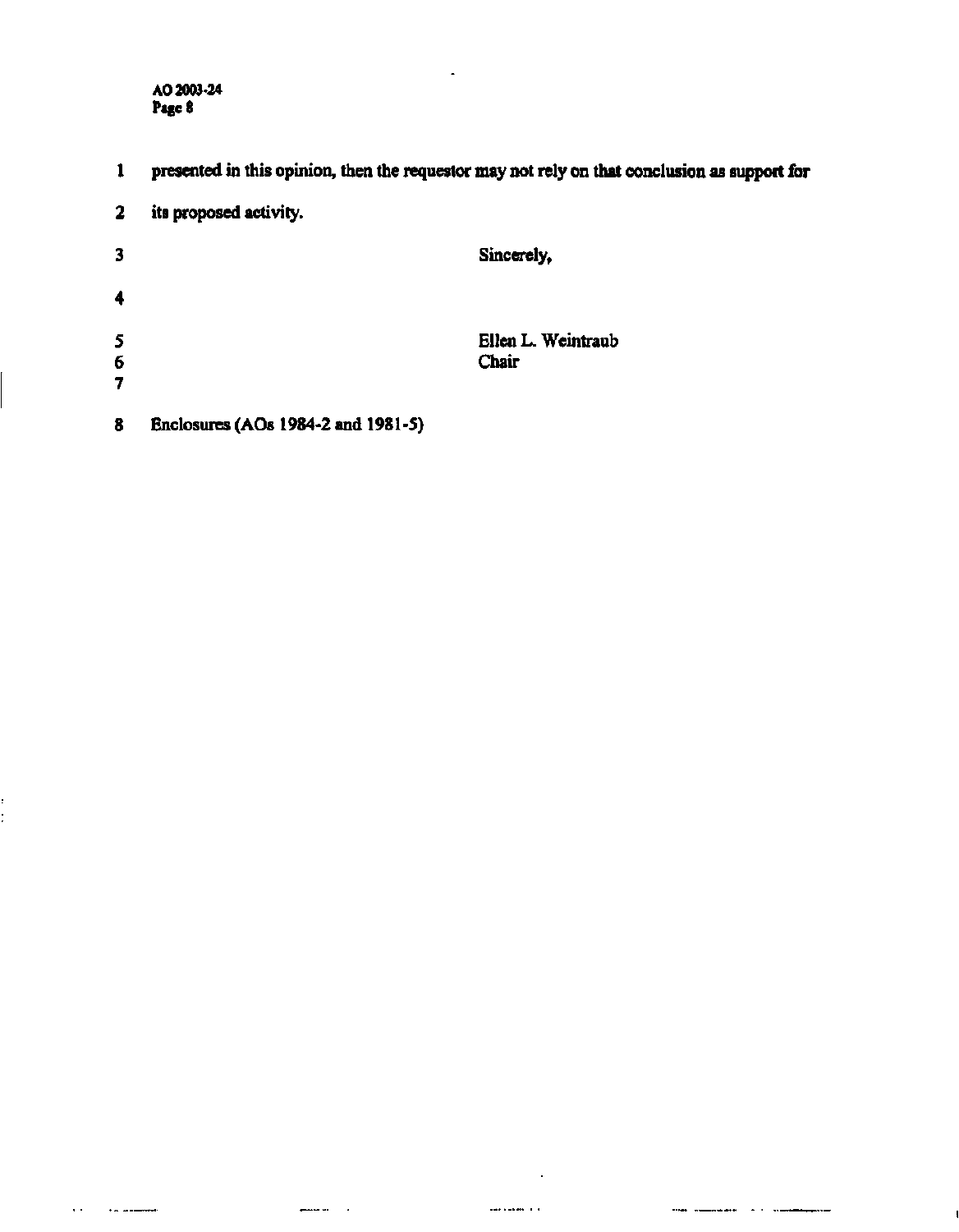presented in this opinion, then the requestor may not rely on that conclusion as support for its proposed activity.

Sincerely,

Ellen L. Weintraub
Chair

Enclosures (AOs 1984-2 and 1981-5)